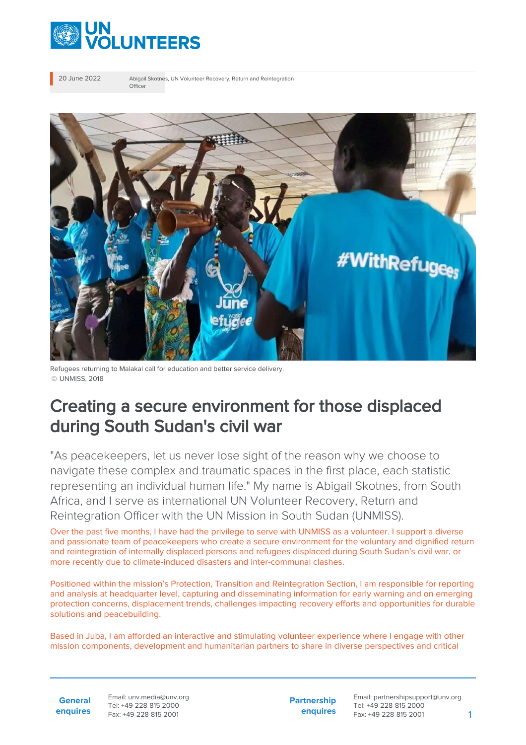20 June 2022

Abigail Skotnes, UN Volunteer Recovery, Return and Reintegration Officer

Refugees returning to Malakal call for education and better service delivery.
© UNMISS, 2018

# Creating a secure environment for those displaced during South Sudan's civil war

"As peacekeepers, let us never lose sight of the reason why we choose to navigate these complex and traumatic spaces in the first place, each statistic representing an individual human life." My name is Abigail Skotnes, from South Africa, and I serve as international UN Volunteer Recovery, Return and Reintegration Officer with the UN Mission in South Sudan (UNMISS).

Over the past five months, I have had the privilege to serve with UNMISS as a volunteer. I support a diverse and passionate team of peacekeepers who create a secure environment for the voluntary and dignified return and reintegration of internally displaced persons and refugees displaced during South Sudan's civil war, or more recently due to climate-induced disasters and inter-communal clashes.

Positioned within the mission's Protection, Transition and Reintegration Section, I am responsible for reporting and analysis at headquarter level, capturing and disseminating information for early warning and on emerging protection concerns, displacement trends, challenges impacting recovery efforts and opportunities for durable solutions and peacebuilding.

Based in Juba, I am afforded an interactive and stimulating volunteer experience where I engage with other mission components, development and humanitarian partners to share in diverse perspectives and critical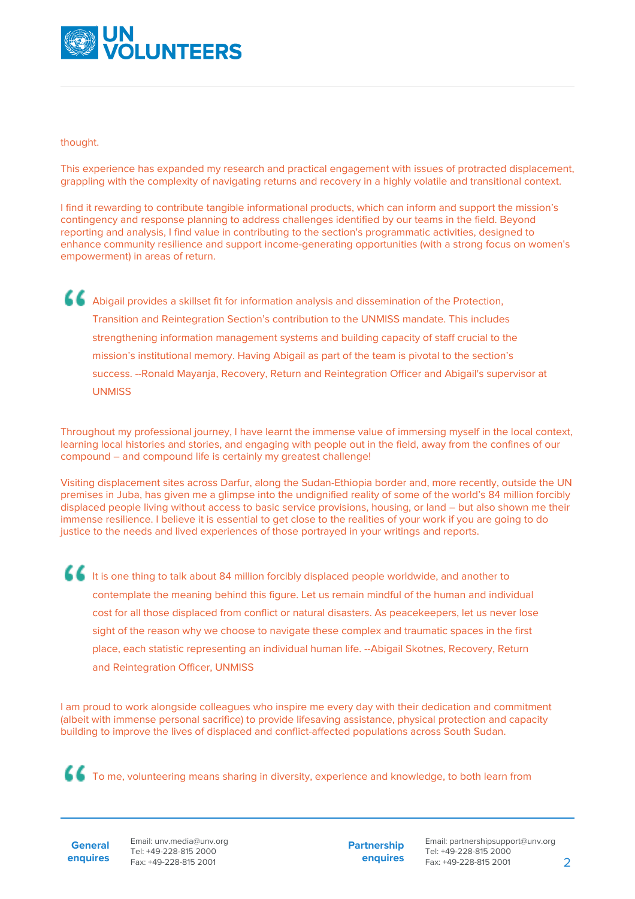thought.

This experience has expanded my research and practical engagement with issues of protracted displacement, grappling with the complexity of navigating returns and recovery in a highly volatile and transitional context.

I find it rewarding to contribute tangible informational products, which can inform and support the mission's contingency and response planning to address challenges identified by our teams in the field. Beyond reporting and analysis, I find value in contributing to the section's programmatic activities, designed to enhance community resilience and support income-generating opportunities (with a strong focus on women's empowerment) in areas of return.

> Abigail provides a skillset fit for information analysis and dissemination of the Protection, Transition and Reintegration Section's contribution to the UNMISS mandate. This includes strengthening information management systems and building capacity of staff crucial to the mission's institutional memory. Having Abigail as part of the team is pivotal to the section's success. --Ronald Mayanja, Recovery, Return and Reintegration Officer and Abigail's supervisor at UNMISS

Throughout my professional journey, I have learnt the immense value of immersing myself in the local context, learning local histories and stories, and engaging with people out in the field, away from the confines of our compound – and compound life is certainly my greatest challenge!

Visiting displacement sites across Darfur, along the Sudan-Ethiopia border and, more recently, outside the UN premises in Juba, has given me a glimpse into the undignified reality of some of the world's 84 million forcibly displaced people living without access to basic service provisions, housing, or land – but also shown me their immense resilience. I believe it is essential to get close to the realities of your work if you are going to do justice to the needs and lived experiences of those portrayed in your writings and reports.

> It is one thing to talk about 84 million forcibly displaced people worldwide, and another to contemplate the meaning behind this figure. Let us remain mindful of the human and individual cost for all those displaced from conflict or natural disasters. As peacekeepers, let us never lose sight of the reason why we choose to navigate these complex and traumatic spaces in the first place, each statistic representing an individual human life. --Abigail Skotnes, Recovery, Return and Reintegration Officer, UNMISS

I am proud to work alongside colleagues who inspire me every day with their dedication and commitment (albeit with immense personal sacrifice) to provide lifesaving assistance, physical protection and capacity building to improve the lives of displaced and conflict-affected populations across South Sudan.

> To me, volunteering means sharing in diversity, experience and knowledge, to both learn from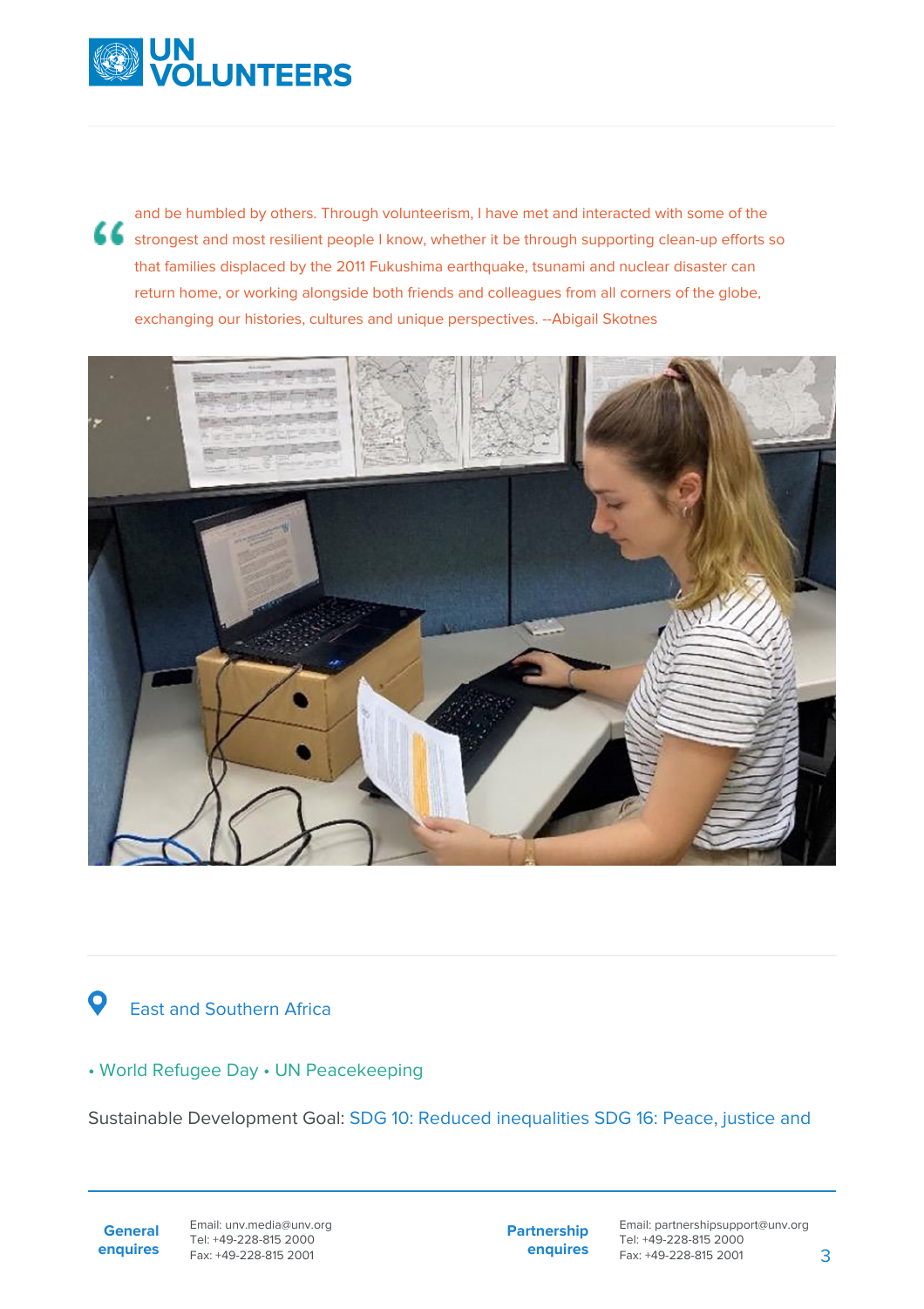> and be humbled by others. Through volunteerism, I have met and interacted with some of the strongest and most resilient people I know, whether it be through supporting clean-up efforts so that families displaced by the 2011 Fukushima earthquake, tsunami and nuclear disaster can return home, or working alongside both friends and colleagues from all corners of the globe, exchanging our histories, cultures and unique perspectives. --Abigail Skotnes

East and Southern Africa

• World Refugee Day • UN Peacekeeping

Sustainable Development Goal: SDG 10: Reduced inequalities SDG 16: Peace, justice and

**General enquires** Email: unv.media@unv.org Tel: +49-228-815 2000 Fax: +49-228-815 2001

**Partnership enquires** Email: partnershipsupport@unv.org Tel: +49-228-815 2000 Fax: +49-228-815 2001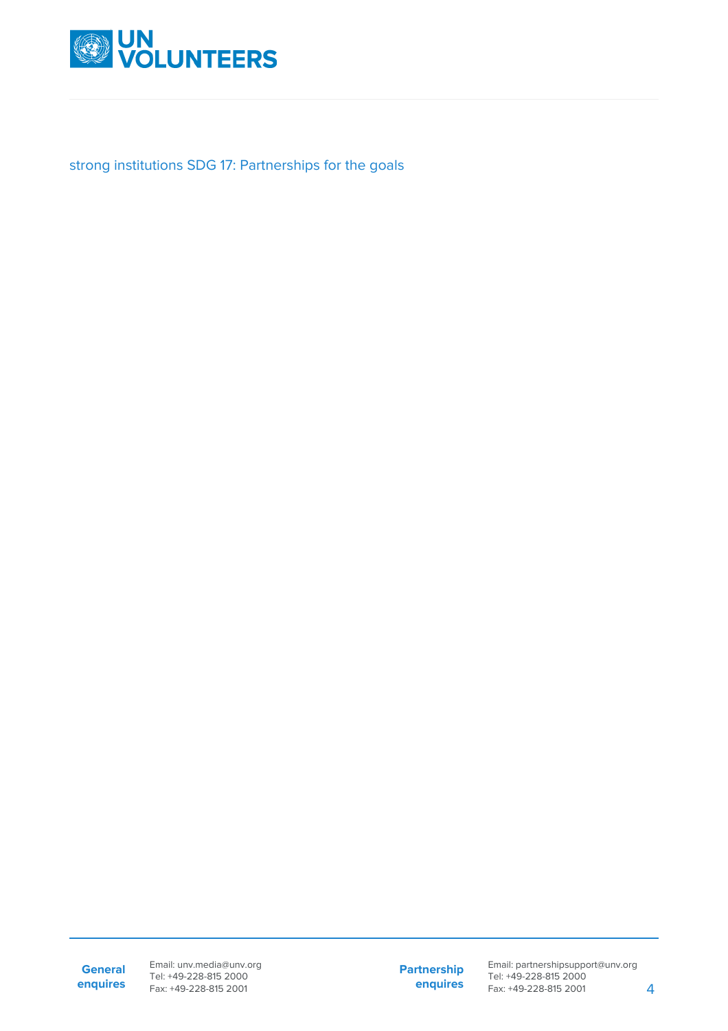strong institutions SDG 17: Partnerships for the goals